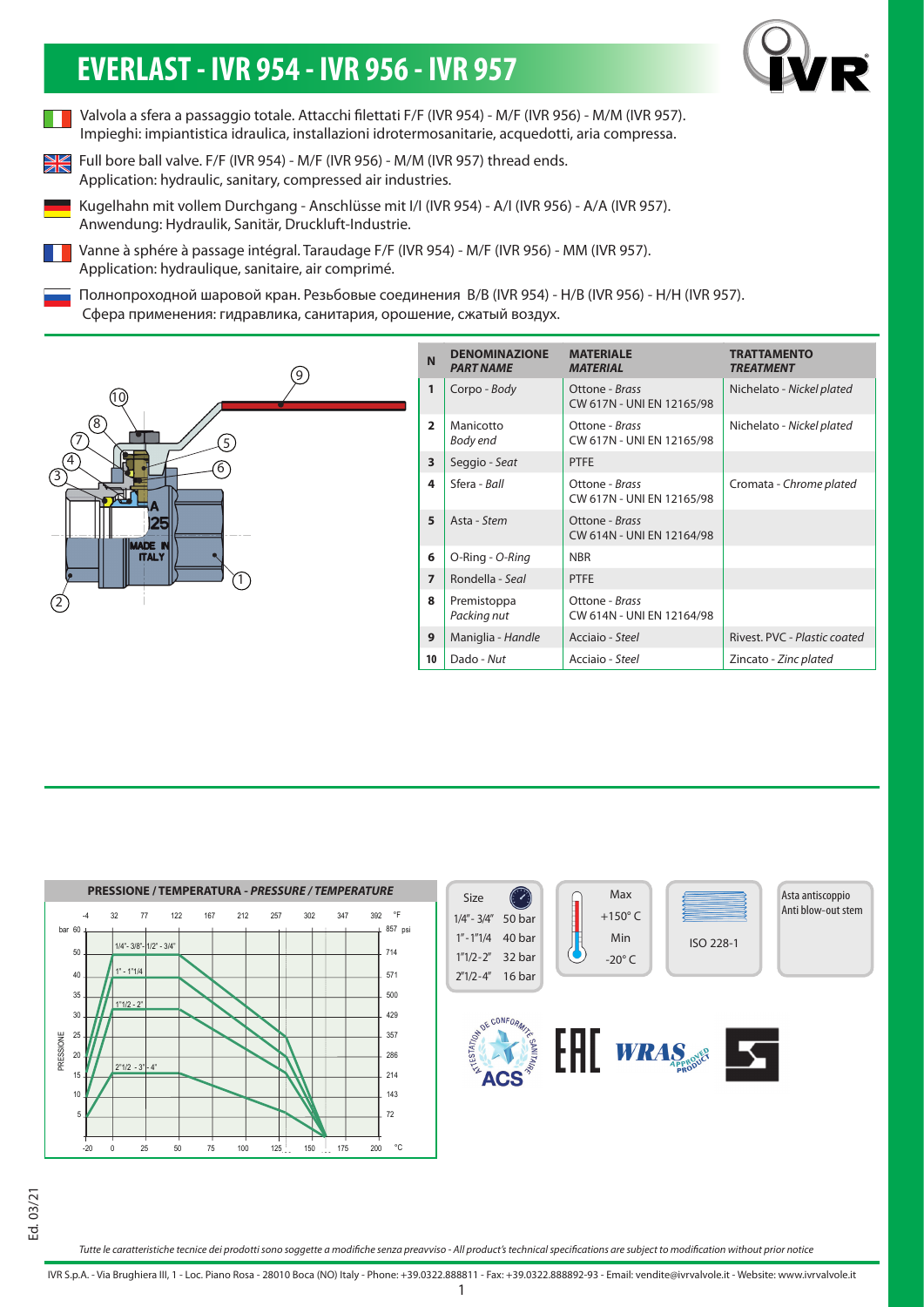# EVERLAST - IVR 954 - IVR 956 - IVR 957

Valvola a sfera a passaggio totale. Attacchi filettati F/F (IVR 954) - M/F (IVR 956) - M/M (IVR 957).
Impieghi: impiantistica idraulica, installazioni idrotermosanitarie, acquedotti, aria compressa.

Full bore ball valve. F/F (IVR 954) - M/F (IVR 956) - M/M (IVR 957) thread ends.
Application: hydraulic, sanitary, compressed air industries.

Kugelhahn mit vollem Durchgang - Anschlüsse mit I/I (IVR 954) - A/I (IVR 956) - A/A (IVR 957).
Anwendung: Hydraulik, Sanitär, Druckluft-Industrie.

Vanne à sphére à passage intégral. Taraudage F/F (IVR 954) - M/F (IVR 956) - MM (IVR 957).
Application: hydraulique, sanitaire, air comprimé.

Полнопроходной шаровой кран. Резьбовые соединения B/B (IVR 954) - H/B (IVR 956) - H/H (IVR 957).
Сфера применения: гидравлика, санитария, орошение, сжатый воздух.

| N | DENOMINAZIONE *PART NAME* | MATERIALE *MATERIAL* | TRATTAMENTO *TREATMENT* |
|---|---|---|---|
| 1 | Corpo - *Body* | Ottone - *Brass* CW 617N - UNI EN 12165/98 | Nichelato - *Nickel plated* |
| 2 | Manicotto *Body end* | Ottone - *Brass* CW 617N - UNI EN 12165/98 | Nichelato - *Nickel plated* |
| 3 | Seggio - *Seat* | PTFE | |
| 4 | Sfera - *Ball* | Ottone - *Brass* CW 617N - UNI EN 12165/98 | Cromata - *Chrome plated* |
| 5 | Asta - *Stem* | Ottone - *Brass* CW 614N - UNI EN 12164/98 | |
| 6 | O-Ring - *O-Ring* | NBR | |
| 7 | Rondella - *Seal* | PTFE | |
| 8 | Premistoppa *Packing nut* | Ottone - *Brass* CW 614N - UNI EN 12164/98 | |
| 9 | Maniglia - *Handle* | Acciaio - *Steel* | Rivest. PVC - *Plastic coated* |
| 10 | Dado - *Nut* | Acciaio - *Steel* | Zincato - *Zinc plated* |

**PRESSIONE / TEMPERATURA - *PRESSURE / TEMPERATURE***

| Size | |
|---|---|
| 1/4" - 3/4" | 50 bar |
| 1" - 1"1/4 | 40 bar |
| 1"1/2 - 2" | 32 bar |
| 2"1/2 - 4" | 16 bar |

Max +150° C
Min -20° C

ISO 228-1

Asta antiscoppio
Anti blow-out stem

*Tutte le caratteristiche tecnice dei prodotti sono soggette a modifiche senza preavviso - All product's technical specifications are subject to modification without prior notice*

IVR S.p.A. - Via Brughiera III, 1 - Loc. Piano Rosa - 28010 Boca (NO) Italy - Phone: +39.0322.888811 - Fax: +39.0322.888892-93 - Email: vendite@ivrvalvole.it - Website: www.ivrvalvole.it

Ed. 03/21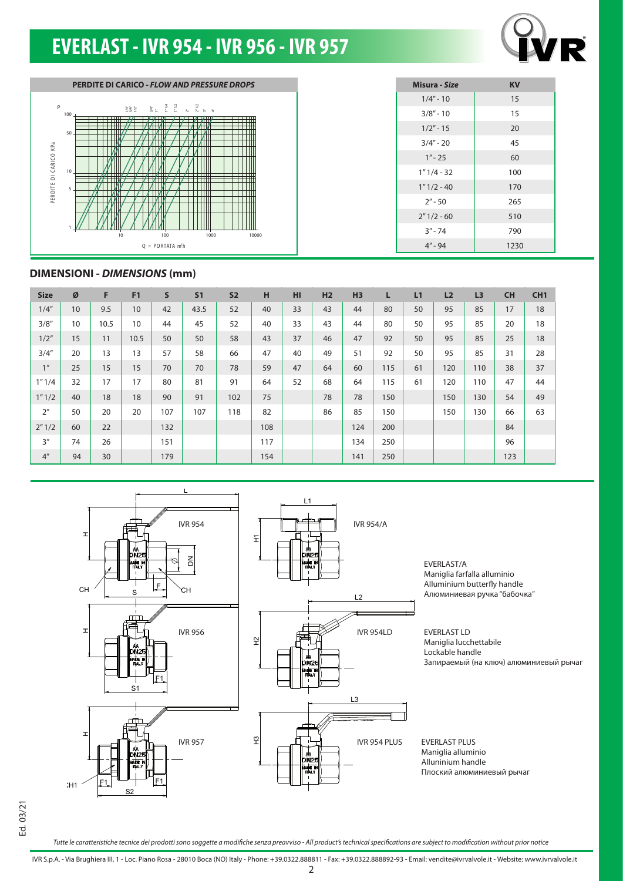# EVERLAST - IVR 954 - IVR 956 - IVR 957

## PERDITE DI CARICO - *FLOW AND PRESSURE DROPS*

P

PERDITE DI CARICO KPa

100
50
10
5
1

1/4" 3/8" 1/2" 3/4" 1" 1"1/4 1"1/2 2" 2"1/2 3" 4"

10 100 1000 10000

Q = PORTATA m³h

| Misura - *Size* | KV |
|---|---|
| 1/4" - 10 | 15 |
| 3/8" - 10 | 15 |
| 1/2" - 15 | 20 |
| 3/4" - 20 | 45 |
| 1" - 25 | 60 |
| 1" 1/4 - 32 | 100 |
| 1" 1/2 - 40 | 170 |
| 2" - 50 | 265 |
| 2" 1/2 - 60 | 510 |
| 3" - 74 | 790 |
| 4" - 94 | 1230 |

## DIMENSIONI - *DIMENSIONS* (mm)

| Size | Ø | F | F1 | S | S1 | S2 | H | HI | H2 | H3 | L | L1 | L2 | L3 | CH | CH1 |
|---|---|---|---|---|---|---|---|---|---|---|---|---|---|---|---|---|
| 1/4" | 10 | 9.5 | 10 | 42 | 43.5 | 52 | 40 | 33 | 43 | 44 | 80 | 50 | 95 | 85 | 17 | 18 |
| 3/8" | 10 | 10.5 | 10 | 44 | 45 | 52 | 40 | 33 | 43 | 44 | 80 | 50 | 95 | 85 | 20 | 18 |
| 1/2" | 15 | 11 | 10.5 | 50 | 50 | 58 | 43 | 37 | 46 | 47 | 92 | 50 | 95 | 85 | 25 | 18 |
| 3/4" | 20 | 13 | 13 | 57 | 58 | 66 | 47 | 40 | 49 | 51 | 92 | 50 | 95 | 85 | 31 | 28 |
| 1" | 25 | 15 | 15 | 70 | 70 | 78 | 59 | 47 | 64 | 60 | 115 | 61 | 120 | 110 | 38 | 37 |
| 1" 1/4 | 32 | 17 | 17 | 80 | 81 | 91 | 64 | 52 | 68 | 64 | 115 | 61 | 120 | 110 | 47 | 44 |
| 1" 1/2 | 40 | 18 | 18 | 90 | 91 | 102 | 75 | | 78 | 78 | 150 | | 150 | 130 | 54 | 49 |
| 2" | 50 | 20 | 20 | 107 | 107 | 118 | 82 | | 86 | 85 | 150 | | 150 | 130 | 66 | 63 |
| 2" 1/2 | 60 | 22 | | 132 | | | 108 | | | 124 | 200 | | | | 84 | |
| 3" | 74 | 26 | | 151 | | | 117 | | | 134 | 250 | | | | 96 | |
| 4" | 94 | 30 | | 179 | | | 154 | | | 141 | 250 | | | | 123 | |

IVR 954

IVR 956

IVR 957

IVR 954/A

EVERLAST/A
Maniglia farfalla alluminio
Alluminium butterfly handle
Алюминиевая ручка "бабочка"

IVR 954LD

EVERLAST LD
Maniglia lucchettabile
Lockable handle
Запираемый (на ключ) алюминиевый рычаг

IVR 954 PLUS

EVERLAST PLUS
Maniglia alluminio
Alluninium handle
Плоский алюминиевый рычаг

Ed. 03/21

*Tutte le caratteristiche tecnice dei prodotti sono soggette a modifiche senza preavviso - All product's technical specifications are subject to modification without prior notice*

IVR S.p.A. - Via Brughiera III, 1 - Loc. Piano Rosa - 28010 Boca (NO) Italy - Phone: +39.0322.888811 - Fax: +39.0322.888892-93 - Email: vendite@ivrvalvole.it - Website: www.ivrvalvole.it